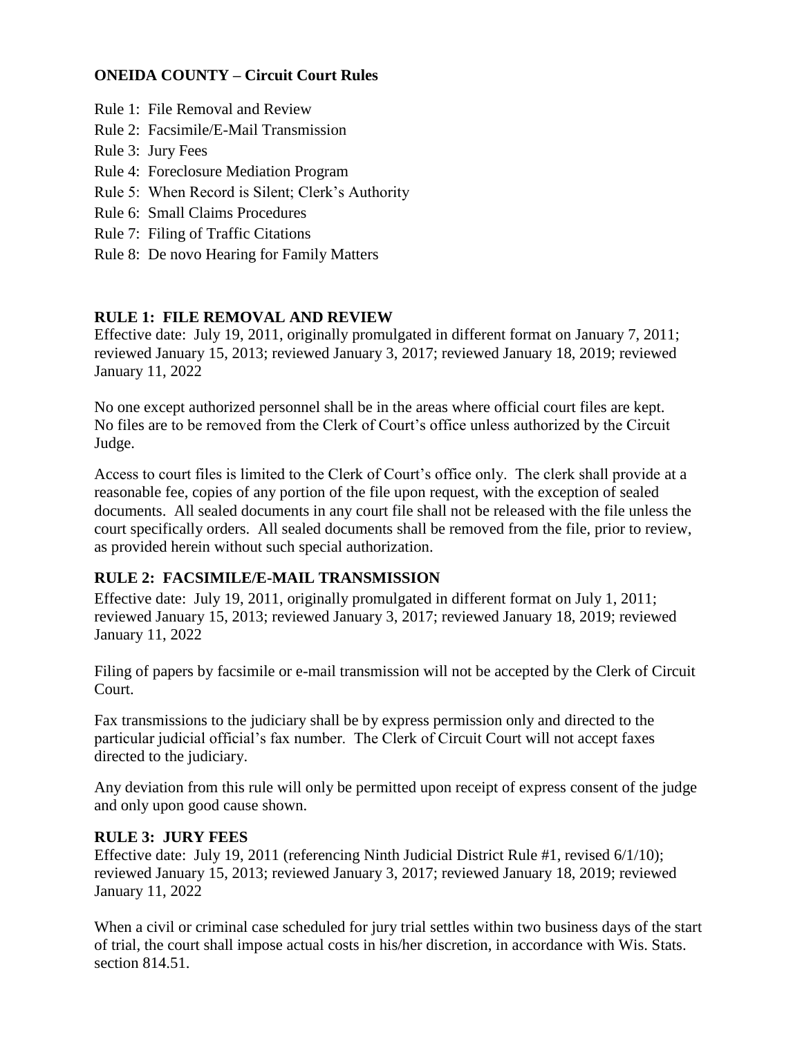# ONEIDA COUNTY – Circuit Court Rules

Rule 1: File Removal and Review
Rule 2: Facsimile/E-Mail Transmission
Rule 3: Jury Fees
Rule 4: Foreclosure Mediation Program
Rule 5: When Record is Silent; Clerk's Authority
Rule 6: Small Claims Procedures
Rule 7: Filing of Traffic Citations
Rule 8: De novo Hearing for Family Matters

## RULE 1: FILE REMOVAL AND REVIEW

Effective date: July 19, 2011, originally promulgated in different format on January 7, 2011; reviewed January 15, 2013; reviewed January 3, 2017; reviewed January 18, 2019; reviewed January 11, 2022

No one except authorized personnel shall be in the areas where official court files are kept. No files are to be removed from the Clerk of Court's office unless authorized by the Circuit Judge.

Access to court files is limited to the Clerk of Court's office only. The clerk shall provide at a reasonable fee, copies of any portion of the file upon request, with the exception of sealed documents. All sealed documents in any court file shall not be released with the file unless the court specifically orders. All sealed documents shall be removed from the file, prior to review, as provided herein without such special authorization.

## RULE 2: FACSIMILE/E-MAIL TRANSMISSION

Effective date: July 19, 2011, originally promulgated in different format on July 1, 2011; reviewed January 15, 2013; reviewed January 3, 2017; reviewed January 18, 2019; reviewed January 11, 2022

Filing of papers by facsimile or e-mail transmission will not be accepted by the Clerk of Circuit Court.

Fax transmissions to the judiciary shall be by express permission only and directed to the particular judicial official's fax number. The Clerk of Circuit Court will not accept faxes directed to the judiciary.

Any deviation from this rule will only be permitted upon receipt of express consent of the judge and only upon good cause shown.

## RULE 3: JURY FEES

Effective date: July 19, 2011 (referencing Ninth Judicial District Rule #1, revised 6/1/10); reviewed January 15, 2013; reviewed January 3, 2017; reviewed January 18, 2019; reviewed January 11, 2022

When a civil or criminal case scheduled for jury trial settles within two business days of the start of trial, the court shall impose actual costs in his/her discretion, in accordance with Wis. Stats. section 814.51.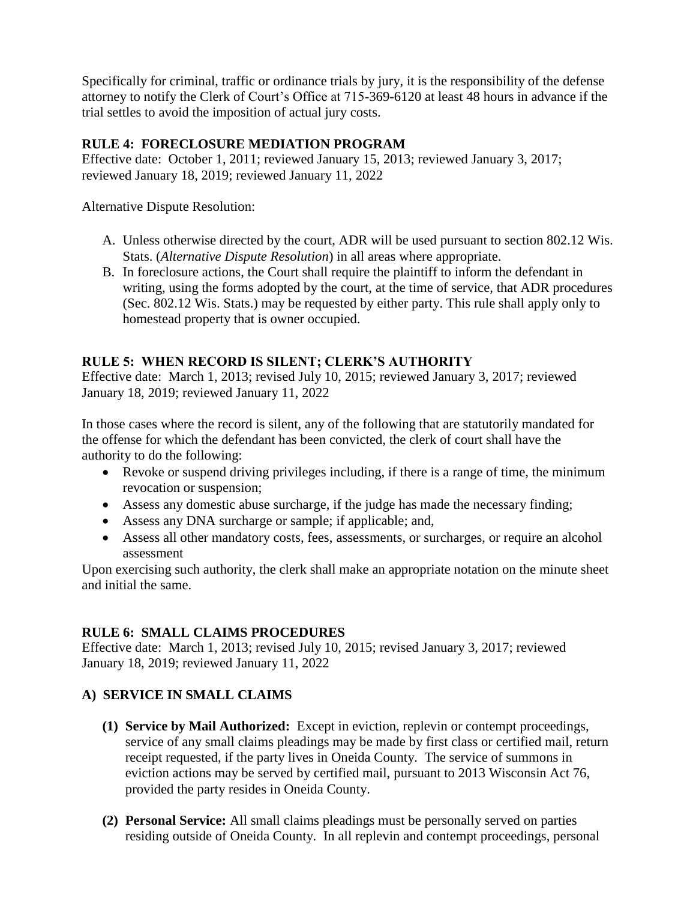Specifically for criminal, traffic or ordinance trials by jury, it is the responsibility of the defense attorney to notify the Clerk of Court's Office at 715-369-6120 at least 48 hours in advance if the trial settles to avoid the imposition of actual jury costs.

**RULE 4: FORECLOSURE MEDIATION PROGRAM**
Effective date: October 1, 2011; reviewed January 15, 2013; reviewed January 3, 2017; reviewed January 18, 2019; reviewed January 11, 2022

Alternative Dispute Resolution:

A. Unless otherwise directed by the court, ADR will be used pursuant to section 802.12 Wis. Stats. (*Alternative Dispute Resolution*) in all areas where appropriate.
B. In foreclosure actions, the Court shall require the plaintiff to inform the defendant in writing, using the forms adopted by the court, at the time of service, that ADR procedures (Sec. 802.12 Wis. Stats.) may be requested by either party. This rule shall apply only to homestead property that is owner occupied.

**RULE 5: WHEN RECORD IS SILENT; CLERK'S AUTHORITY**
Effective date: March 1, 2013; revised July 10, 2015; reviewed January 3, 2017; reviewed January 18, 2019; reviewed January 11, 2022

In those cases where the record is silent, any of the following that are statutorily mandated for the offense for which the defendant has been convicted, the clerk of court shall have the authority to do the following:

- Revoke or suspend driving privileges including, if there is a range of time, the minimum revocation or suspension;
- Assess any domestic abuse surcharge, if the judge has made the necessary finding;
- Assess any DNA surcharge or sample; if applicable; and,
- Assess all other mandatory costs, fees, assessments, or surcharges, or require an alcohol assessment

Upon exercising such authority, the clerk shall make an appropriate notation on the minute sheet and initial the same.

**RULE 6: SMALL CLAIMS PROCEDURES**
Effective date: March 1, 2013; revised July 10, 2015; revised January 3, 2017; reviewed January 18, 2019; reviewed January 11, 2022

**A) SERVICE IN SMALL CLAIMS**

**(1) Service by Mail Authorized:** Except in eviction, replevin or contempt proceedings, service of any small claims pleadings may be made by first class or certified mail, return receipt requested, if the party lives in Oneida County. The service of summons in eviction actions may be served by certified mail, pursuant to 2013 Wisconsin Act 76, provided the party resides in Oneida County.

**(2) Personal Service:** All small claims pleadings must be personally served on parties residing outside of Oneida County. In all replevin and contempt proceedings, personal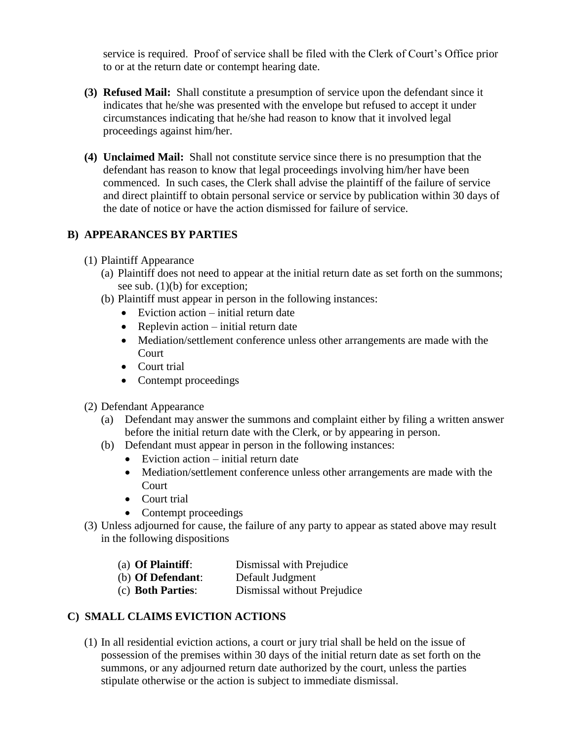service is required. Proof of service shall be filed with the Clerk of Court's Office prior to or at the return date or contempt hearing date.

**(3) Refused Mail:** Shall constitute a presumption of service upon the defendant since it indicates that he/she was presented with the envelope but refused to accept it under circumstances indicating that he/she had reason to know that it involved legal proceedings against him/her.

**(4) Unclaimed Mail:** Shall not constitute service since there is no presumption that the defendant has reason to know that legal proceedings involving him/her have been commenced. In such cases, the Clerk shall advise the plaintiff of the failure of service and direct plaintiff to obtain personal service or service by publication within 30 days of the date of notice or have the action dismissed for failure of service.

## B) APPEARANCES BY PARTIES

(1) Plaintiff Appearance

(a) Plaintiff does not need to appear at the initial return date as set forth on the summons; see sub. (1)(b) for exception;

(b) Plaintiff must appear in person in the following instances:

- Eviction action – initial return date
- Replevin action – initial return date
- Mediation/settlement conference unless other arrangements are made with the Court
- Court trial
- Contempt proceedings

(2) Defendant Appearance

(a) Defendant may answer the summons and complaint either by filing a written answer before the initial return date with the Clerk, or by appearing in person.

(b) Defendant must appear in person in the following instances:

- Eviction action – initial return date
- Mediation/settlement conference unless other arrangements are made with the Court
- Court trial
- Contempt proceedings

(3) Unless adjourned for cause, the failure of any party to appear as stated above may result in the following dispositions

(a) **Of Plaintiff**: Dismissal with Prejudice
(b) **Of Defendant**: Default Judgment
(c) **Both Parties**: Dismissal without Prejudice

## C) SMALL CLAIMS EVICTION ACTIONS

(1) In all residential eviction actions, a court or jury trial shall be held on the issue of possession of the premises within 30 days of the initial return date as set forth on the summons, or any adjourned return date authorized by the court, unless the parties stipulate otherwise or the action is subject to immediate dismissal.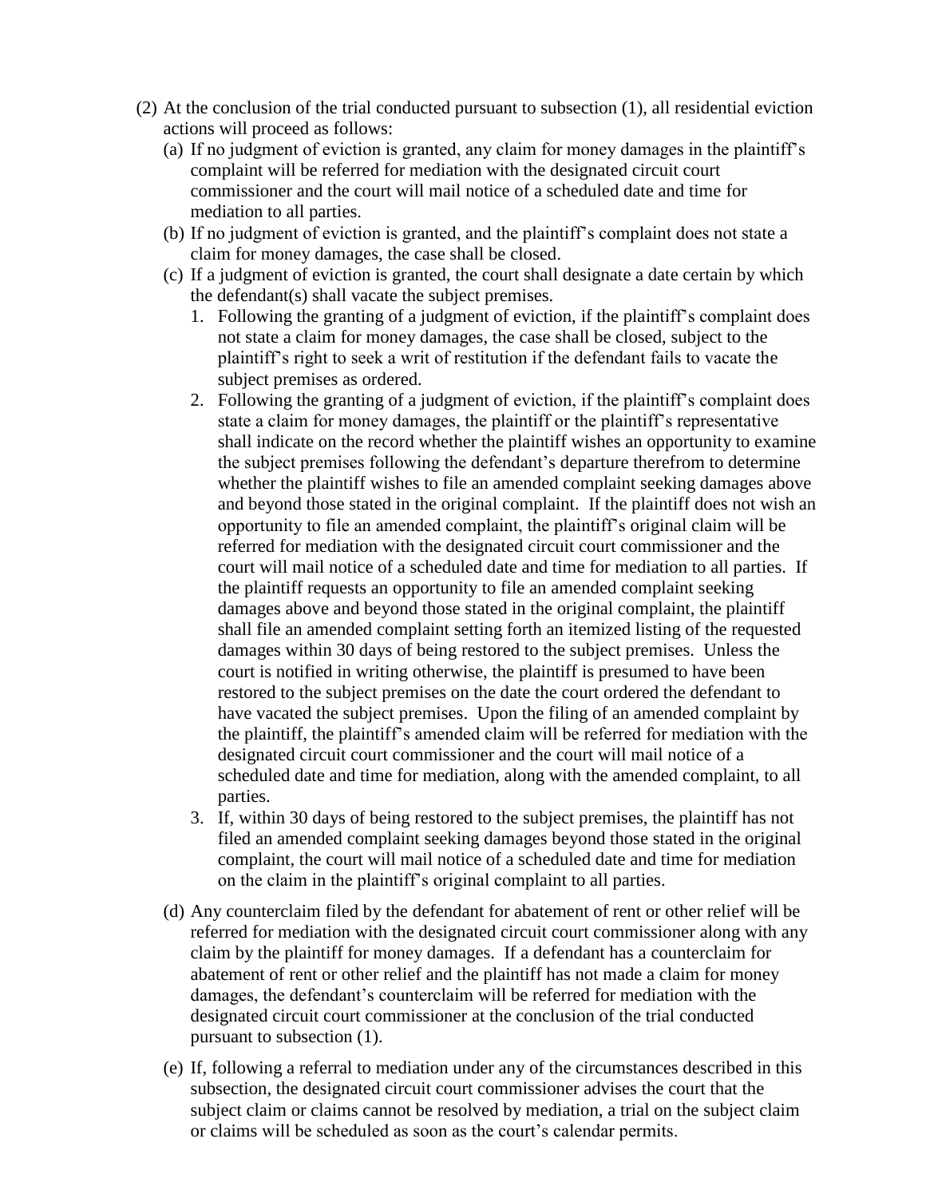(2) At the conclusion of the trial conducted pursuant to subsection (1), all residential eviction actions will proceed as follows:

(a) If no judgment of eviction is granted, any claim for money damages in the plaintiff's complaint will be referred for mediation with the designated circuit court commissioner and the court will mail notice of a scheduled date and time for mediation to all parties.

(b) If no judgment of eviction is granted, and the plaintiff's complaint does not state a claim for money damages, the case shall be closed.

(c) If a judgment of eviction is granted, the court shall designate a date certain by which the defendant(s) shall vacate the subject premises.

1. Following the granting of a judgment of eviction, if the plaintiff's complaint does not state a claim for money damages, the case shall be closed, subject to the plaintiff's right to seek a writ of restitution if the defendant fails to vacate the subject premises as ordered.
2. Following the granting of a judgment of eviction, if the plaintiff's complaint does state a claim for money damages, the plaintiff or the plaintiff's representative shall indicate on the record whether the plaintiff wishes an opportunity to examine the subject premises following the defendant's departure therefrom to determine whether the plaintiff wishes to file an amended complaint seeking damages above and beyond those stated in the original complaint. If the plaintiff does not wish an opportunity to file an amended complaint, the plaintiff's original claim will be referred for mediation with the designated circuit court commissioner and the court will mail notice of a scheduled date and time for mediation to all parties. If the plaintiff requests an opportunity to file an amended complaint seeking damages above and beyond those stated in the original complaint, the plaintiff shall file an amended complaint setting forth an itemized listing of the requested damages within 30 days of being restored to the subject premises. Unless the court is notified in writing otherwise, the plaintiff is presumed to have been restored to the subject premises on the date the court ordered the defendant to have vacated the subject premises. Upon the filing of an amended complaint by the plaintiff, the plaintiff's amended claim will be referred for mediation with the designated circuit court commissioner and the court will mail notice of a scheduled date and time for mediation, along with the amended complaint, to all parties.
3. If, within 30 days of being restored to the subject premises, the plaintiff has not filed an amended complaint seeking damages beyond those stated in the original complaint, the court will mail notice of a scheduled date and time for mediation on the claim in the plaintiff's original complaint to all parties.

(d) Any counterclaim filed by the defendant for abatement of rent or other relief will be referred for mediation with the designated circuit court commissioner along with any claim by the plaintiff for money damages. If a defendant has a counterclaim for abatement of rent or other relief and the plaintiff has not made a claim for money damages, the defendant's counterclaim will be referred for mediation with the designated circuit court commissioner at the conclusion of the trial conducted pursuant to subsection (1).

(e) If, following a referral to mediation under any of the circumstances described in this subsection, the designated circuit court commissioner advises the court that the subject claim or claims cannot be resolved by mediation, a trial on the subject claim or claims will be scheduled as soon as the court's calendar permits.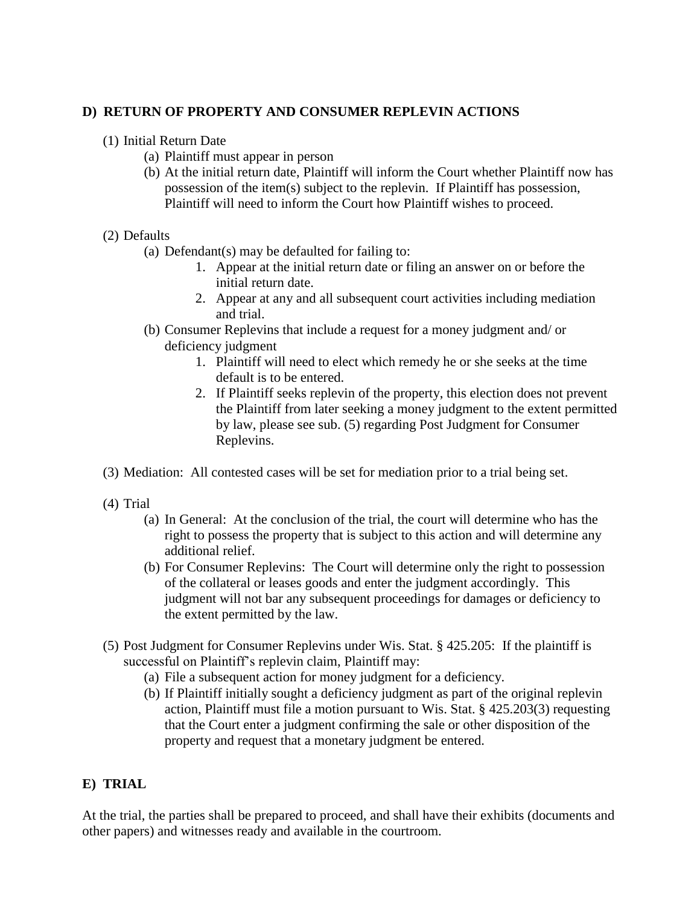## D) RETURN OF PROPERTY AND CONSUMER REPLEVIN ACTIONS

(1) Initial Return Date
  (a) Plaintiff must appear in person
  (b) At the initial return date, Plaintiff will inform the Court whether Plaintiff now has possession of the item(s) subject to the replevin. If Plaintiff has possession, Plaintiff will need to inform the Court how Plaintiff wishes to proceed.

(2) Defaults
  (a) Defendant(s) may be defaulted for failing to:
    1. Appear at the initial return date or filing an answer on or before the initial return date.
    2. Appear at any and all subsequent court activities including mediation and trial.
  (b) Consumer Replevins that include a request for a money judgment and/ or deficiency judgment
    1. Plaintiff will need to elect which remedy he or she seeks at the time default is to be entered.
    2. If Plaintiff seeks replevin of the property, this election does not prevent the Plaintiff from later seeking a money judgment to the extent permitted by law, please see sub. (5) regarding Post Judgment for Consumer Replevins.

(3) Mediation: All contested cases will be set for mediation prior to a trial being set.

(4) Trial
  (a) In General: At the conclusion of the trial, the court will determine who has the right to possess the property that is subject to this action and will determine any additional relief.
  (b) For Consumer Replevins: The Court will determine only the right to possession of the collateral or leases goods and enter the judgment accordingly. This judgment will not bar any subsequent proceedings for damages or deficiency to the extent permitted by the law.

(5) Post Judgment for Consumer Replevins under Wis. Stat. § 425.205: If the plaintiff is successful on Plaintiff's replevin claim, Plaintiff may:
  (a) File a subsequent action for money judgment for a deficiency.
  (b) If Plaintiff initially sought a deficiency judgment as part of the original replevin action, Plaintiff must file a motion pursuant to Wis. Stat. § 425.203(3) requesting that the Court enter a judgment confirming the sale or other disposition of the property and request that a monetary judgment be entered.

## E) TRIAL

At the trial, the parties shall be prepared to proceed, and shall have their exhibits (documents and other papers) and witnesses ready and available in the courtroom.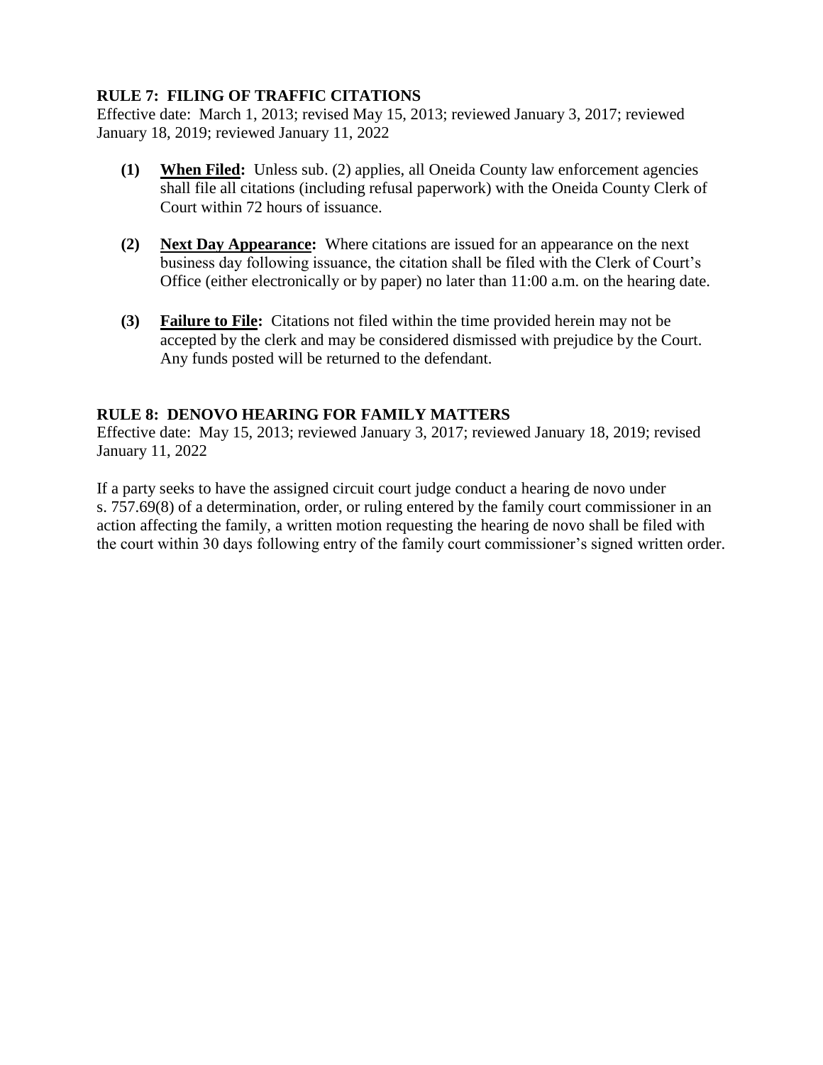## RULE 7: FILING OF TRAFFIC CITATIONS

Effective date: March 1, 2013; revised May 15, 2013; reviewed January 3, 2017; reviewed January 18, 2019; reviewed January 11, 2022

**(1)** **When Filed:** Unless sub. (2) applies, all Oneida County law enforcement agencies shall file all citations (including refusal paperwork) with the Oneida County Clerk of Court within 72 hours of issuance.

**(2)** **Next Day Appearance:** Where citations are issued for an appearance on the next business day following issuance, the citation shall be filed with the Clerk of Court's Office (either electronically or by paper) no later than 11:00 a.m. on the hearing date.

**(3)** **Failure to File:** Citations not filed within the time provided herein may not be accepted by the clerk and may be considered dismissed with prejudice by the Court. Any funds posted will be returned to the defendant.

## RULE 8: DENOVO HEARING FOR FAMILY MATTERS

Effective date: May 15, 2013; reviewed January 3, 2017; reviewed January 18, 2019; revised January 11, 2022

If a party seeks to have the assigned circuit court judge conduct a hearing de novo under s. 757.69(8) of a determination, order, or ruling entered by the family court commissioner in an action affecting the family, a written motion requesting the hearing de novo shall be filed with the court within 30 days following entry of the family court commissioner's signed written order.